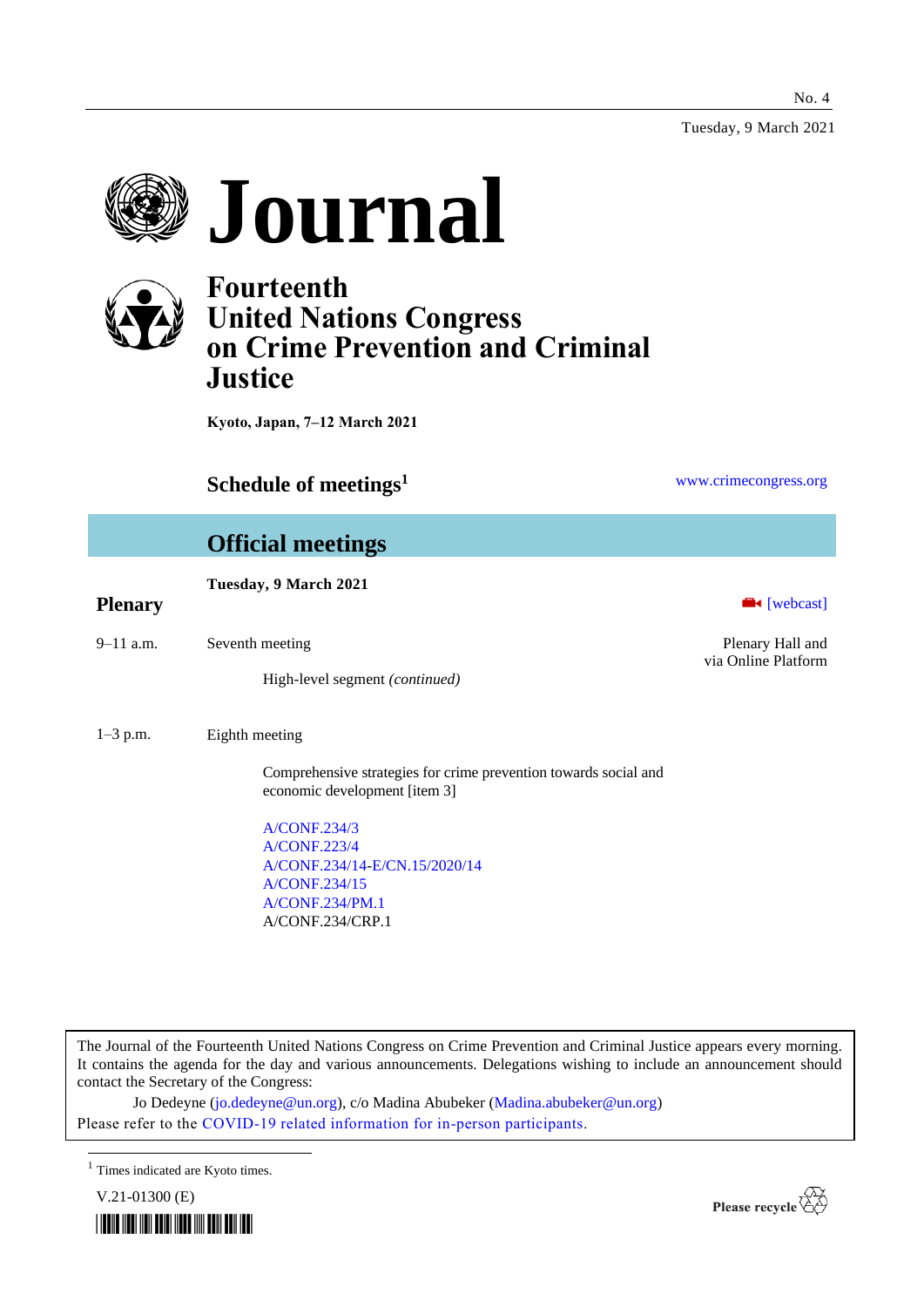No. 4

Tuesday, 9 March 2021

# Journal

## Fourteenth United Nations Congress on Crime Prevention and Criminal Justice

**Kyoto, Japan, 7–12 March 2021**

## Schedule of meetings[1]

www.crimecongress.org

## Official meetings

**Tuesday, 9 March 2021**

### Plenary

[webcast]

9–11 a.m. Seventh meeting — Plenary Hall and via Online Platform

High-level segment *(continued)*

1–3 p.m. Eighth meeting

Comprehensive strategies for crime prevention towards social and economic development [item 3]

A/CONF.234/3
A/CONF.223/4
A/CONF.234/14-E/CN.15/2020/14
A/CONF.234/15
A/CONF.234/PM.1
A/CONF.234/CRP.1

The Journal of the Fourteenth United Nations Congress on Crime Prevention and Criminal Justice appears every morning. It contains the agenda for the day and various announcements. Delegations wishing to include an announcement should contact the Secretary of the Congress:

Jo Dedeyne (jo.dedeyne@un.org), c/o Madina Abubeker (Madina.abubeker@un.org)

Please refer to the COVID-19 related information for in-person participants.

[1] Times indicated are Kyoto times.

V.21-01300 (E)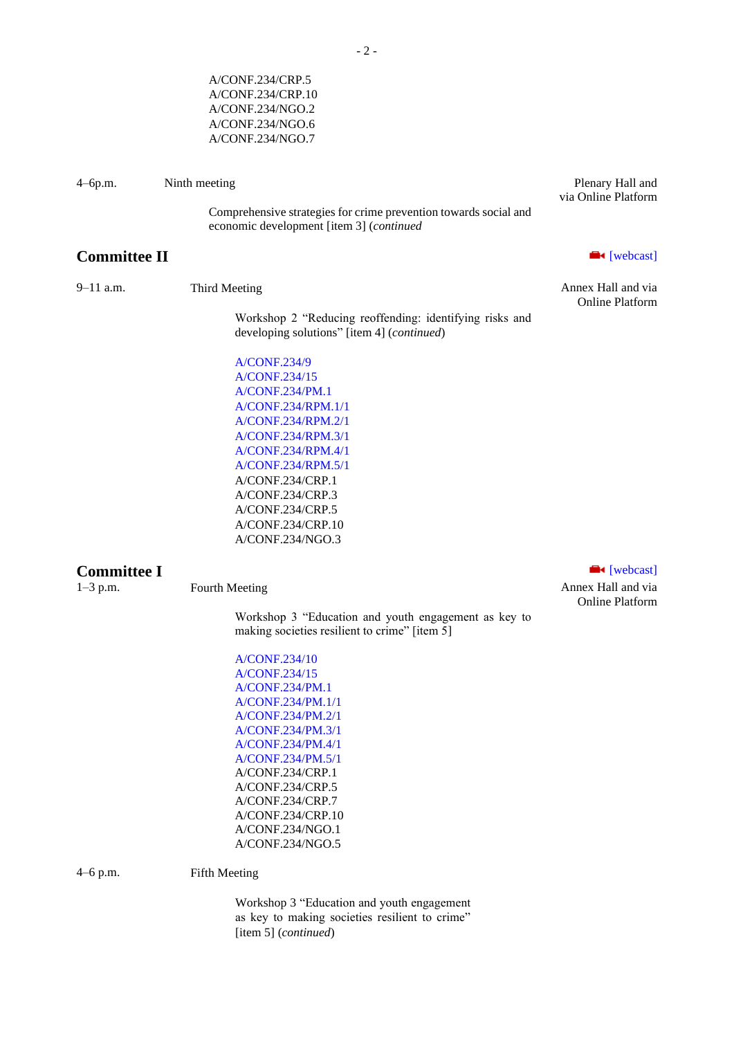A/CONF.234/CRP.5
A/CONF.234/CRP.10
A/CONF.234/NGO.2
A/CONF.234/NGO.6
A/CONF.234/NGO.7

4–6p.m. Ninth meeting — Plenary Hall and via Online Platform

Comprehensive strategies for crime prevention towards social and economic development [item 3] (*continued*

## Committee II

[webcast]

9–11 a.m. Third Meeting — Annex Hall and via Online Platform

Workshop 2 "Reducing reoffending: identifying risks and developing solutions" [item 4] (*continued*)

A/CONF.234/9
A/CONF.234/15
A/CONF.234/PM.1
A/CONF.234/RPM.1/1
A/CONF.234/RPM.2/1
A/CONF.234/RPM.3/1
A/CONF.234/RPM.4/1
A/CONF.234/RPM.5/1
A/CONF.234/CRP.1
A/CONF.234/CRP.3
A/CONF.234/CRP.5
A/CONF.234/CRP.10
A/CONF.234/NGO.3

## Committee I

[webcast]

1–3 p.m. Fourth Meeting — Annex Hall and via Online Platform

Workshop 3 "Education and youth engagement as key to making societies resilient to crime" [item 5]

A/CONF.234/10
A/CONF.234/15
A/CONF.234/PM.1
A/CONF.234/PM.1/1
A/CONF.234/PM.2/1
A/CONF.234/PM.3/1
A/CONF.234/PM.4/1
A/CONF.234/PM.5/1
A/CONF.234/CRP.1
A/CONF.234/CRP.5
A/CONF.234/CRP.7
A/CONF.234/CRP.10
A/CONF.234/NGO.1
A/CONF.234/NGO.5

4–6 p.m. Fifth Meeting

Workshop 3 "Education and youth engagement as key to making societies resilient to crime" [item 5] (*continued*)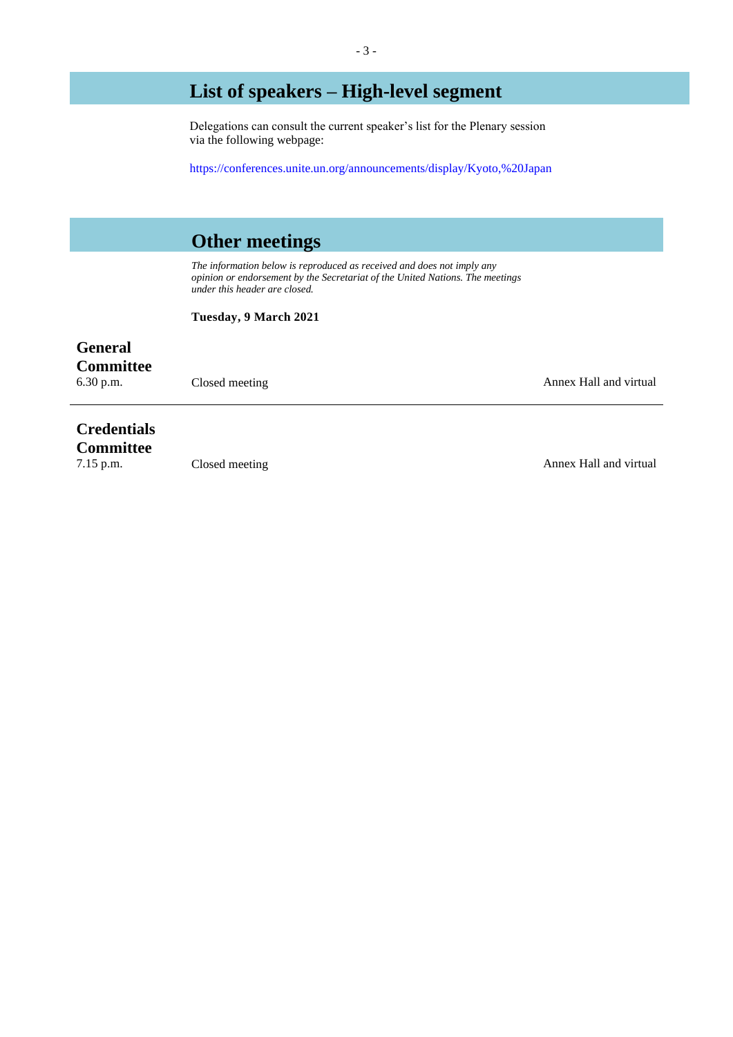## List of speakers – High-level segment

Delegations can consult the current speaker's list for the Plenary session via the following webpage:

https://conferences.unite.un.org/announcements/display/Kyoto,%20Japan

## Other meetings

*The information below is reproduced as received and does not imply any opinion or endorsement by the Secretariat of the United Nations. The meetings under this header are closed.*

**Tuesday, 9 March 2021**

### General Committee

6.30 p.m. Closed meeting Annex Hall and virtual

---

### Credentials Committee

7.15 p.m. Closed meeting Annex Hall and virtual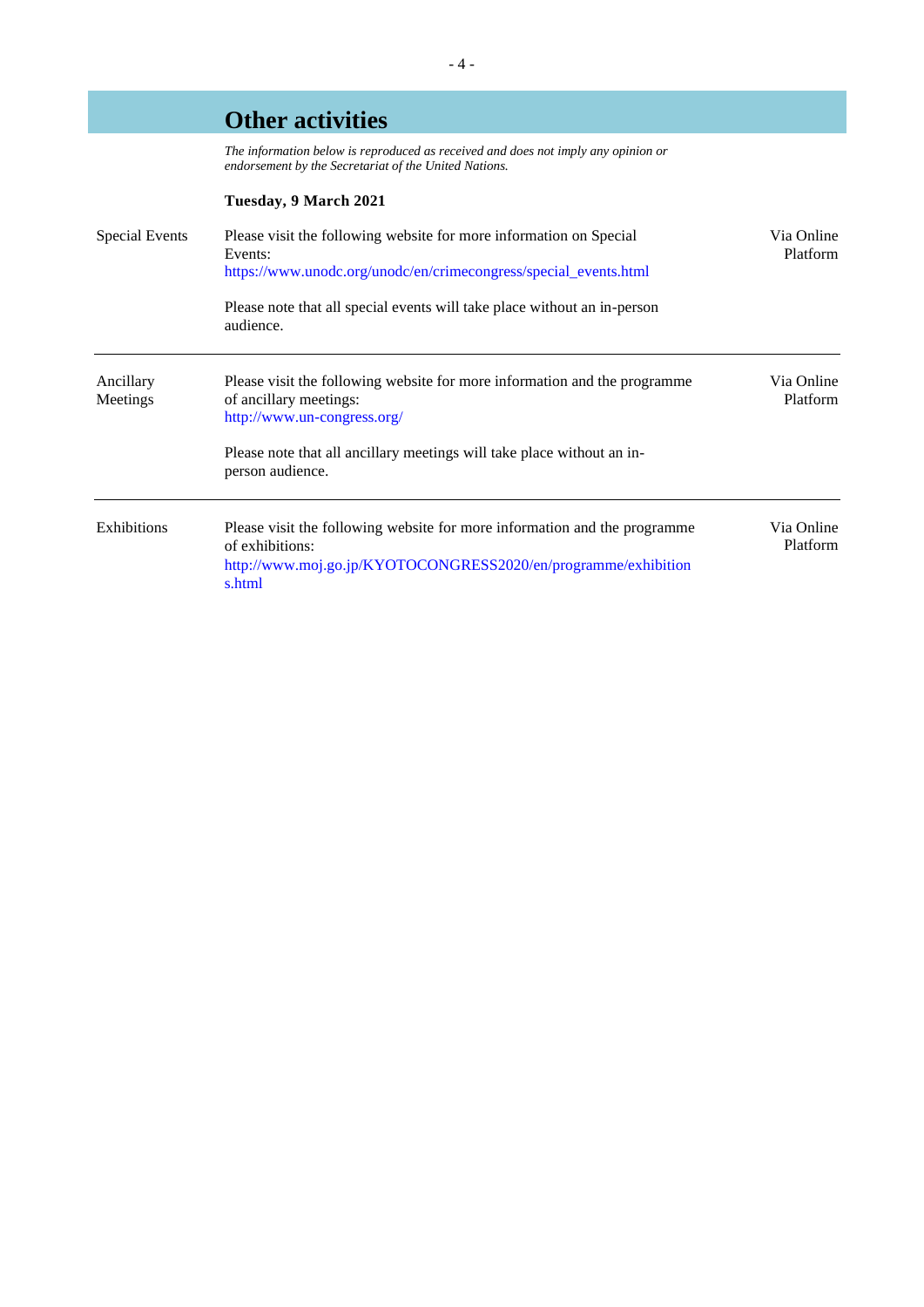# Other activities

*The information below is reproduced as received and does not imply any opinion or endorsement by the Secretariat of the United Nations.*

**Tuesday, 9 March 2021**

| | | |
|---|---|---|
| Special Events | Please visit the following website for more information on Special Events: https://www.unodc.org/unodc/en/crimecongress/special_events.html<br><br>Please note that all special events will take place without an in-person audience. | Via Online Platform |
| Ancillary Meetings | Please visit the following website for more information and the programme of ancillary meetings: http://www.un-congress.org/<br><br>Please note that all ancillary meetings will take place without an in-person audience. | Via Online Platform |
| Exhibitions | Please visit the following website for more information and the programme of exhibitions: http://www.moj.go.jp/KYOTOCONGRESS2020/en/programme/exhibitions.html | Via Online Platform |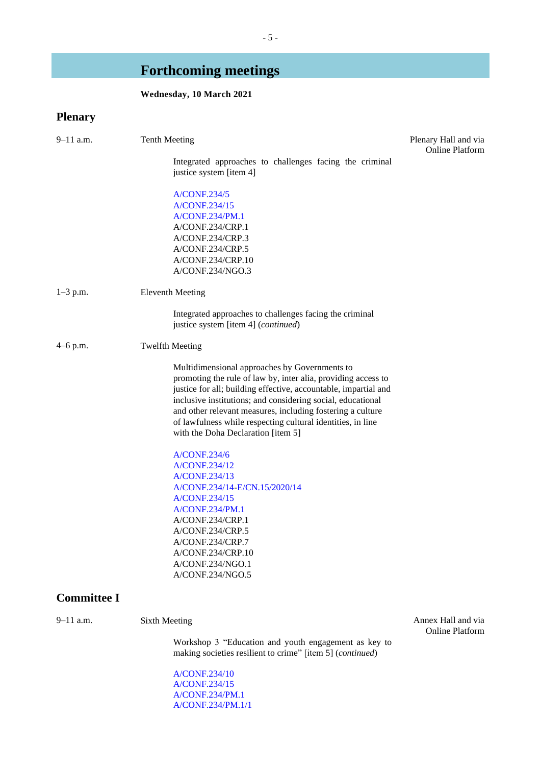# Forthcoming meetings

**Wednesday, 10 March 2021**

## Plenary

9–11 a.m. Tenth Meeting — Plenary Hall and via Online Platform

Integrated approaches to challenges facing the criminal justice system [item 4]

A/CONF.234/5
A/CONF.234/15
A/CONF.234/PM.1
A/CONF.234/CRP.1
A/CONF.234/CRP.3
A/CONF.234/CRP.5
A/CONF.234/CRP.10
A/CONF.234/NGO.3

1–3 p.m. Eleventh Meeting

Integrated approaches to challenges facing the criminal justice system [item 4] (*continued*)

4–6 p.m. Twelfth Meeting

Multidimensional approaches by Governments to promoting the rule of law by, inter alia, providing access to justice for all; building effective, accountable, impartial and inclusive institutions; and considering social, educational and other relevant measures, including fostering a culture of lawfulness while respecting cultural identities, in line with the Doha Declaration [item 5]

A/CONF.234/6
A/CONF.234/12
A/CONF.234/13
A/CONF.234/14-E/CN.15/2020/14
A/CONF.234/15
A/CONF.234/PM.1
A/CONF.234/CRP.1
A/CONF.234/CRP.5
A/CONF.234/CRP.7
A/CONF.234/CRP.10
A/CONF.234/NGO.1
A/CONF.234/NGO.5

## Committee I

9–11 a.m. Sixth Meeting — Annex Hall and via Online Platform

Workshop 3 "Education and youth engagement as key to making societies resilient to crime" [item 5] (*continued*)

A/CONF.234/10
A/CONF.234/15
A/CONF.234/PM.1
A/CONF.234/PM.1/1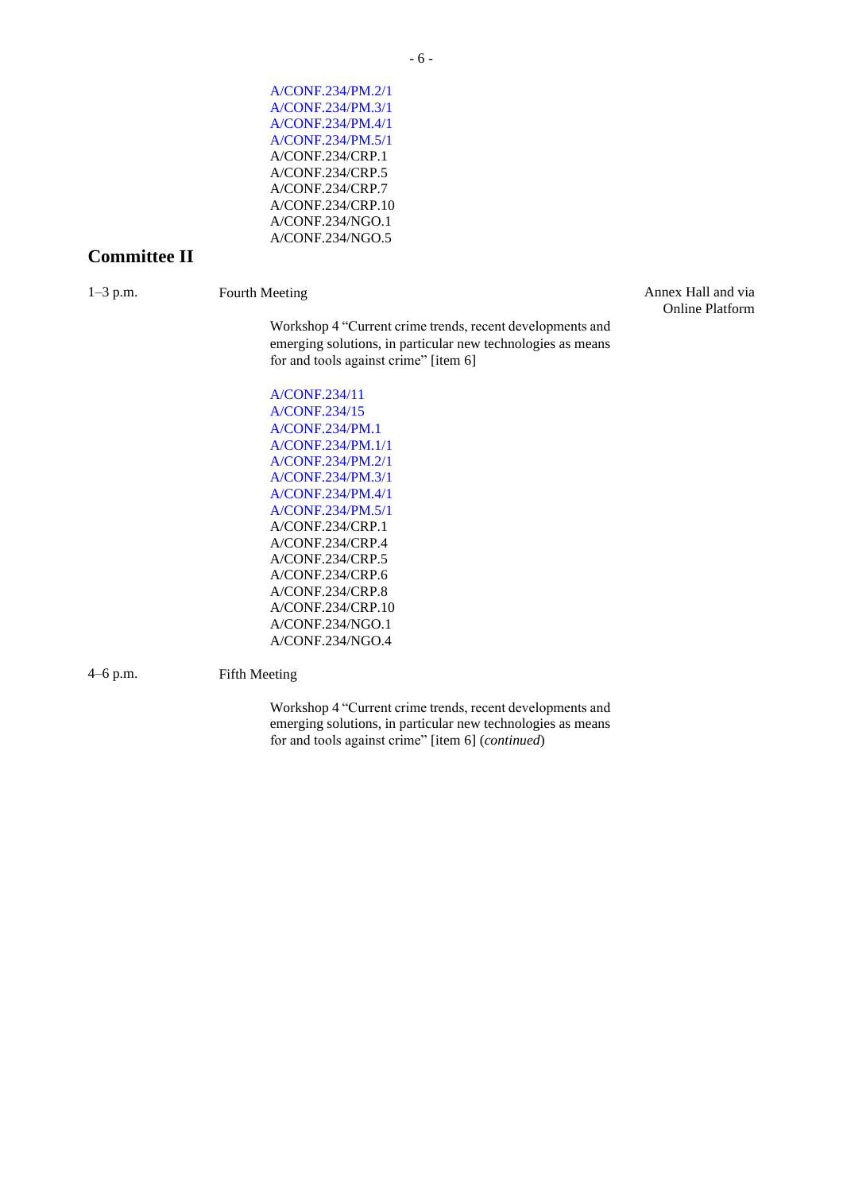A/CONF.234/PM.2/1
A/CONF.234/PM.3/1
A/CONF.234/PM.4/1
A/CONF.234/PM.5/1
A/CONF.234/CRP.1
A/CONF.234/CRP.5
A/CONF.234/CRP.7
A/CONF.234/CRP.10
A/CONF.234/NGO.1
A/CONF.234/NGO.5

## Committee II

1–3 p.m. Fourth Meeting — Annex Hall and via Online Platform

Workshop 4 “Current crime trends, recent developments and emerging solutions, in particular new technologies as means for and tools against crime” [item 6]

A/CONF.234/11
A/CONF.234/15
A/CONF.234/PM.1
A/CONF.234/PM.1/1
A/CONF.234/PM.2/1
A/CONF.234/PM.3/1
A/CONF.234/PM.4/1
A/CONF.234/PM.5/1
A/CONF.234/CRP.1
A/CONF.234/CRP.4
A/CONF.234/CRP.5
A/CONF.234/CRP.6
A/CONF.234/CRP.8
A/CONF.234/CRP.10
A/CONF.234/NGO.1
A/CONF.234/NGO.4

4–6 p.m. Fifth Meeting

Workshop 4 “Current crime trends, recent developments and emerging solutions, in particular new technologies as means for and tools against crime” [item 6] (*continued*)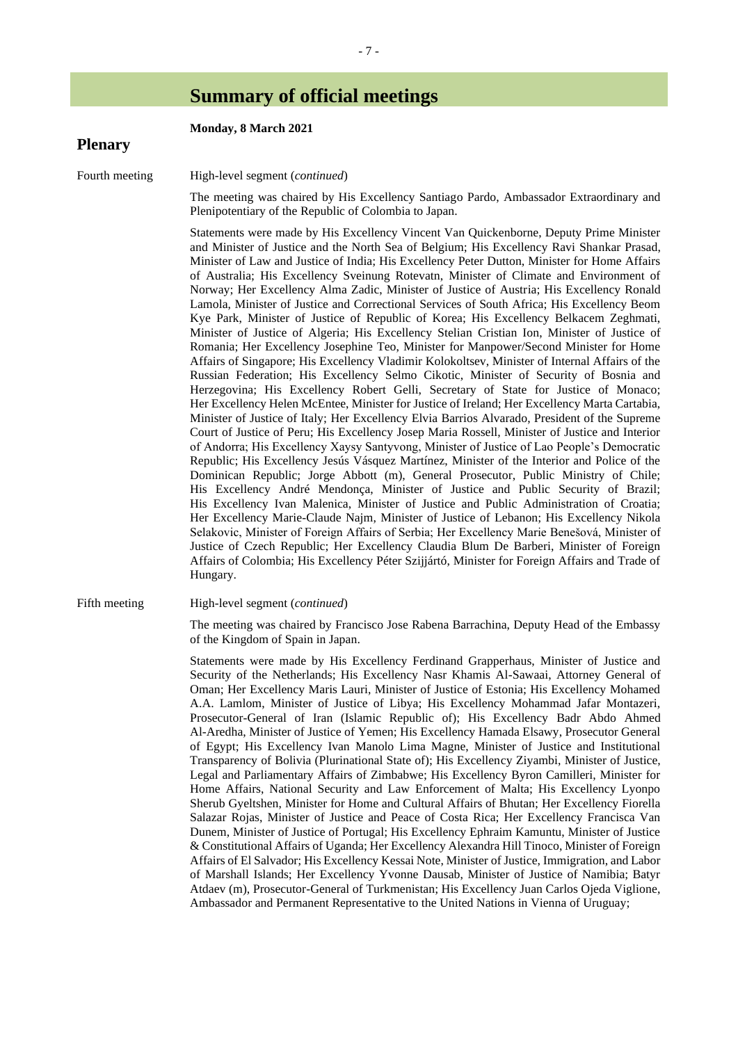# Summary of official meetings

**Monday, 8 March 2021**

## Plenary

Fourth meeting

High-level segment (*continued*)

The meeting was chaired by His Excellency Santiago Pardo, Ambassador Extraordinary and Plenipotentiary of the Republic of Colombia to Japan.

Statements were made by His Excellency Vincent Van Quickenborne, Deputy Prime Minister and Minister of Justice and the North Sea of Belgium; His Excellency Ravi Shankar Prasad, Minister of Law and Justice of India; His Excellency Peter Dutton, Minister for Home Affairs of Australia; His Excellency Sveinung Rotevatn, Minister of Climate and Environment of Norway; Her Excellency Alma Zadic, Minister of Justice of Austria; His Excellency Ronald Lamola, Minister of Justice and Correctional Services of South Africa; His Excellency Beom Kye Park, Minister of Justice of Republic of Korea; His Excellency Belkacem Zeghmati, Minister of Justice of Algeria; His Excellency Stelian Cristian Ion, Minister of Justice of Romania; Her Excellency Josephine Teo, Minister for Manpower/Second Minister for Home Affairs of Singapore; His Excellency Vladimir Kolokoltsev, Minister of Internal Affairs of the Russian Federation; His Excellency Selmo Cikotic, Minister of Security of Bosnia and Herzegovina; His Excellency Robert Gelli, Secretary of State for Justice of Monaco; Her Excellency Helen McEntee, Minister for Justice of Ireland; Her Excellency Marta Cartabia, Minister of Justice of Italy; Her Excellency Elvia Barrios Alvarado, President of the Supreme Court of Justice of Peru; His Excellency Josep Maria Rossell, Minister of Justice and Interior of Andorra; His Excellency Xaysy Santyvong, Minister of Justice of Lao People's Democratic Republic; His Excellency Jesús Vásquez Martínez, Minister of the Interior and Police of the Dominican Republic; Jorge Abbott (m), General Prosecutor, Public Ministry of Chile; His Excellency André Mendonça, Minister of Justice and Public Security of Brazil; His Excellency Ivan Malenica, Minister of Justice and Public Administration of Croatia; Her Excellency Marie-Claude Najm, Minister of Justice of Lebanon; His Excellency Nikola Selakovic, Minister of Foreign Affairs of Serbia; Her Excellency Marie Benešová, Minister of Justice of Czech Republic; Her Excellency Claudia Blum De Barberi, Minister of Foreign Affairs of Colombia; His Excellency Péter Szijjártó, Minister for Foreign Affairs and Trade of Hungary.

Fifth meeting

High-level segment (*continued*)

The meeting was chaired by Francisco Jose Rabena Barrachina, Deputy Head of the Embassy of the Kingdom of Spain in Japan.

Statements were made by His Excellency Ferdinand Grapperhaus, Minister of Justice and Security of the Netherlands; His Excellency Nasr Khamis Al-Sawaai, Attorney General of Oman; Her Excellency Maris Lauri, Minister of Justice of Estonia; His Excellency Mohamed A.A. Lamlom, Minister of Justice of Libya; His Excellency Mohammad Jafar Montazeri, Prosecutor-General of Iran (Islamic Republic of); His Excellency Badr Abdo Ahmed Al-Aredha, Minister of Justice of Yemen; His Excellency Hamada Elsawy, Prosecutor General of Egypt; His Excellency Ivan Manolo Lima Magne, Minister of Justice and Institutional Transparency of Bolivia (Plurinational State of); His Excellency Ziyambi, Minister of Justice, Legal and Parliamentary Affairs of Zimbabwe; His Excellency Byron Camilleri, Minister for Home Affairs, National Security and Law Enforcement of Malta; His Excellency Lyonpo Sherub Gyeltshen, Minister for Home and Cultural Affairs of Bhutan; Her Excellency Fiorella Salazar Rojas, Minister of Justice and Peace of Costa Rica; Her Excellency Francisca Van Dunem, Minister of Justice of Portugal; His Excellency Ephraim Kamuntu, Minister of Justice & Constitutional Affairs of Uganda; Her Excellency Alexandra Hill Tinoco, Minister of Foreign Affairs of El Salvador; His Excellency Kessai Note, Minister of Justice, Immigration, and Labor of Marshall Islands; Her Excellency Yvonne Dausab, Minister of Justice of Namibia; Batyr Atdaev (m), Prosecutor-General of Turkmenistan; His Excellency Juan Carlos Ojeda Viglione, Ambassador and Permanent Representative to the United Nations in Vienna of Uruguay;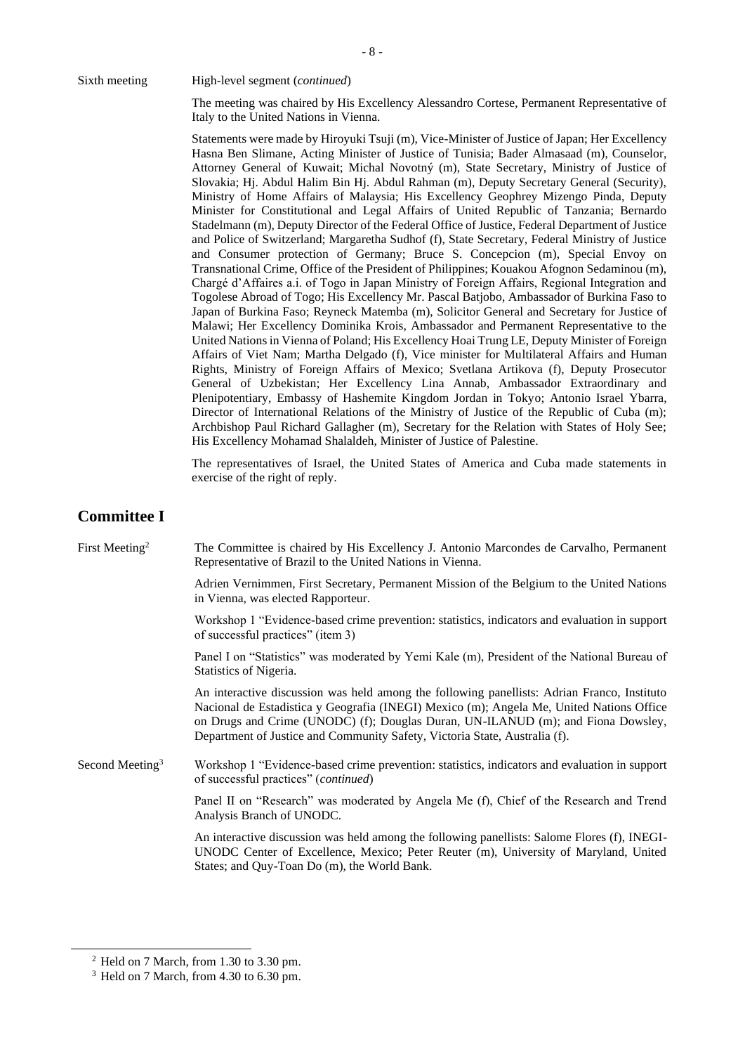Sixth meeting High-level segment (*continued*)

The meeting was chaired by His Excellency Alessandro Cortese, Permanent Representative of Italy to the United Nations in Vienna.

Statements were made by Hiroyuki Tsuji (m), Vice-Minister of Justice of Japan; Her Excellency Hasna Ben Slimane, Acting Minister of Justice of Tunisia; Bader Almasaad (m), Counselor, Attorney General of Kuwait; Michal Novotný (m), State Secretary, Ministry of Justice of Slovakia; Hj. Abdul Halim Bin Hj. Abdul Rahman (m), Deputy Secretary General (Security), Ministry of Home Affairs of Malaysia; His Excellency Geophrey Mizengo Pinda, Deputy Minister for Constitutional and Legal Affairs of United Republic of Tanzania; Bernardo Stadelmann (m), Deputy Director of the Federal Office of Justice, Federal Department of Justice and Police of Switzerland; Margaretha Sudhof (f), State Secretary, Federal Ministry of Justice and Consumer protection of Germany; Bruce S. Concepcion (m), Special Envoy on Transnational Crime, Office of the President of Philippines; Kouakou Afognon Sedaminou (m), Chargé d'Affaires a.i. of Togo in Japan Ministry of Foreign Affairs, Regional Integration and Togolese Abroad of Togo; His Excellency Mr. Pascal Batjobo, Ambassador of Burkina Faso to Japan of Burkina Faso; Reyneck Matemba (m), Solicitor General and Secretary for Justice of Malawi; Her Excellency Dominika Krois, Ambassador and Permanent Representative to the United Nations in Vienna of Poland; His Excellency Hoai Trung LE, Deputy Minister of Foreign Affairs of Viet Nam; Martha Delgado (f), Vice minister for Multilateral Affairs and Human Rights, Ministry of Foreign Affairs of Mexico; Svetlana Artikova (f), Deputy Prosecutor General of Uzbekistan; Her Excellency Lina Annab, Ambassador Extraordinary and Plenipotentiary, Embassy of Hashemite Kingdom Jordan in Tokyo; Antonio Israel Ybarra, Director of International Relations of the Ministry of Justice of the Republic of Cuba (m); Archbishop Paul Richard Gallagher (m), Secretary for the Relation with States of Holy See; His Excellency Mohamad Shalaldeh, Minister of Justice of Palestine.

The representatives of Israel, the United States of America and Cuba made statements in exercise of the right of reply.

## Committee I

First Meeting[2] The Committee is chaired by His Excellency J. Antonio Marcondes de Carvalho, Permanent Representative of Brazil to the United Nations in Vienna.

Adrien Vernimmen, First Secretary, Permanent Mission of the Belgium to the United Nations in Vienna, was elected Rapporteur.

Workshop 1 "Evidence-based crime prevention: statistics, indicators and evaluation in support of successful practices" (item 3)

Panel I on "Statistics" was moderated by Yemi Kale (m), President of the National Bureau of Statistics of Nigeria.

An interactive discussion was held among the following panellists: Adrian Franco, Instituto Nacional de Estadistica y Geografia (INEGI) Mexico (m); Angela Me, United Nations Office on Drugs and Crime (UNODC) (f); Douglas Duran, UN-ILANUD (m); and Fiona Dowsley, Department of Justice and Community Safety, Victoria State, Australia (f).

Second Meeting[3] Workshop 1 "Evidence-based crime prevention: statistics, indicators and evaluation in support of successful practices" (*continued*)

Panel II on "Research" was moderated by Angela Me (f), Chief of the Research and Trend Analysis Branch of UNODC.

An interactive discussion was held among the following panellists: Salome Flores (f), INEGI-UNODC Center of Excellence, Mexico; Peter Reuter (m), University of Maryland, United States; and Quy-Toan Do (m), the World Bank.

[2] Held on 7 March, from 1.30 to 3.30 pm.

[3] Held on 7 March, from 4.30 to 6.30 pm.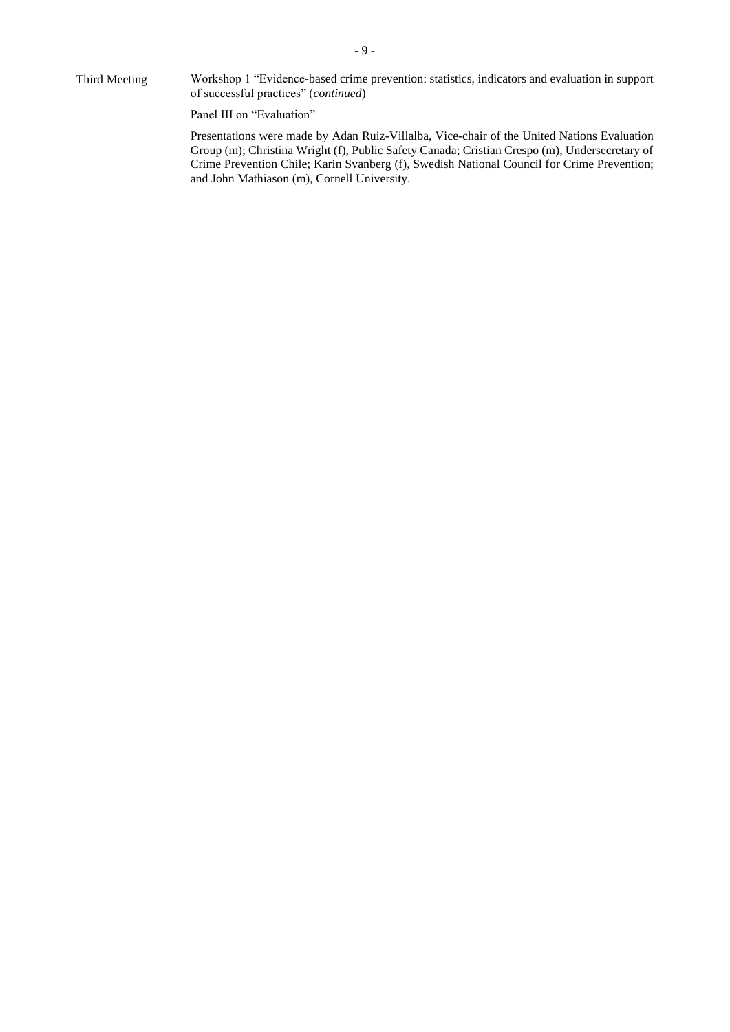Third Meeting

Workshop 1 “Evidence-based crime prevention: statistics, indicators and evaluation in support of successful practices” (*continued*)

Panel III on “Evaluation”

Presentations were made by Adan Ruiz-Villalba, Vice-chair of the United Nations Evaluation Group (m); Christina Wright (f), Public Safety Canada; Cristian Crespo (m), Undersecretary of Crime Prevention Chile; Karin Svanberg (f), Swedish National Council for Crime Prevention; and John Mathiason (m), Cornell University.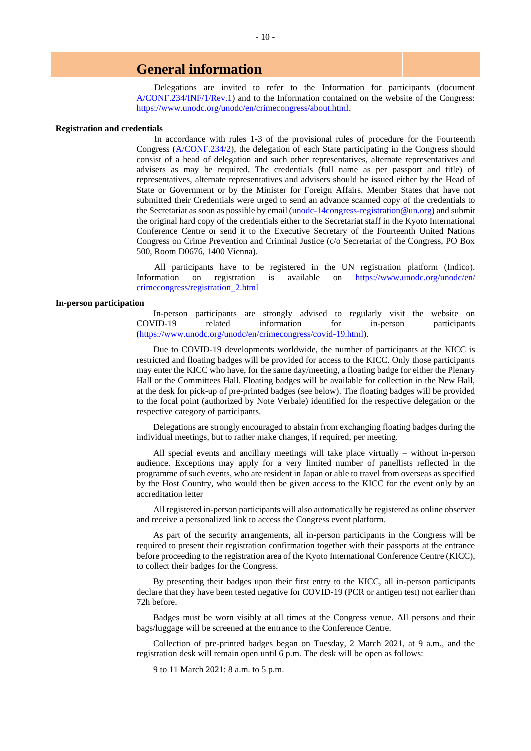# General information

Delegations are invited to refer to the Information for participants (document A/CONF.234/INF/1/Rev.1) and to the Information contained on the website of the Congress: https://www.unodc.org/unodc/en/crimecongress/about.html.

**Registration and credentials**

In accordance with rules 1-3 of the provisional rules of procedure for the Fourteenth Congress (A/CONF.234/2), the delegation of each State participating in the Congress should consist of a head of delegation and such other representatives, alternate representatives and advisers as may be required. The credentials (full name as per passport and title) of representatives, alternate representatives and advisers should be issued either by the Head of State or Government or by the Minister for Foreign Affairs. Member States that have not submitted their Credentials were urged to send an advance scanned copy of the credentials to the Secretariat as soon as possible by email (unodc-14congress-registration@un.org) and submit the original hard copy of the credentials either to the Secretariat staff in the Kyoto International Conference Centre or send it to the Executive Secretary of the Fourteenth United Nations Congress on Crime Prevention and Criminal Justice (c/o Secretariat of the Congress, PO Box 500, Room D0676, 1400 Vienna).

All participants have to be registered in the UN registration platform (Indico). Information on registration is available on https://www.unodc.org/unodc/en/crimecongress/registration_2.html

**In-person participation**

In-person participants are strongly advised to regularly visit the website on COVID-19 related information for in-person participants (https://www.unodc.org/unodc/en/crimecongress/covid-19.html).

Due to COVID-19 developments worldwide, the number of participants at the KICC is restricted and floating badges will be provided for access to the KICC. Only those participants may enter the KICC who have, for the same day/meeting, a floating badge for either the Plenary Hall or the Committees Hall. Floating badges will be available for collection in the New Hall, at the desk for pick-up of pre-printed badges (see below). The floating badges will be provided to the focal point (authorized by Note Verbale) identified for the respective delegation or the respective category of participants.

Delegations are strongly encouraged to abstain from exchanging floating badges during the individual meetings, but to rather make changes, if required, per meeting.

All special events and ancillary meetings will take place virtually – without in-person audience. Exceptions may apply for a very limited number of panellists reflected in the programme of such events, who are resident in Japan or able to travel from overseas as specified by the Host Country, who would then be given access to the KICC for the event only by an accreditation letter

All registered in-person participants will also automatically be registered as online observer and receive a personalized link to access the Congress event platform.

As part of the security arrangements, all in-person participants in the Congress will be required to present their registration confirmation together with their passports at the entrance before proceeding to the registration area of the Kyoto International Conference Centre (KICC), to collect their badges for the Congress.

By presenting their badges upon their first entry to the KICC, all in-person participants declare that they have been tested negative for COVID-19 (PCR or antigen test) not earlier than 72h before.

Badges must be worn visibly at all times at the Congress venue. All persons and their bags/luggage will be screened at the entrance to the Conference Centre.

Collection of pre-printed badges began on Tuesday, 2 March 2021, at 9 a.m., and the registration desk will remain open until 6 p.m. The desk will be open as follows:

9 to 11 March 2021: 8 a.m. to 5 p.m.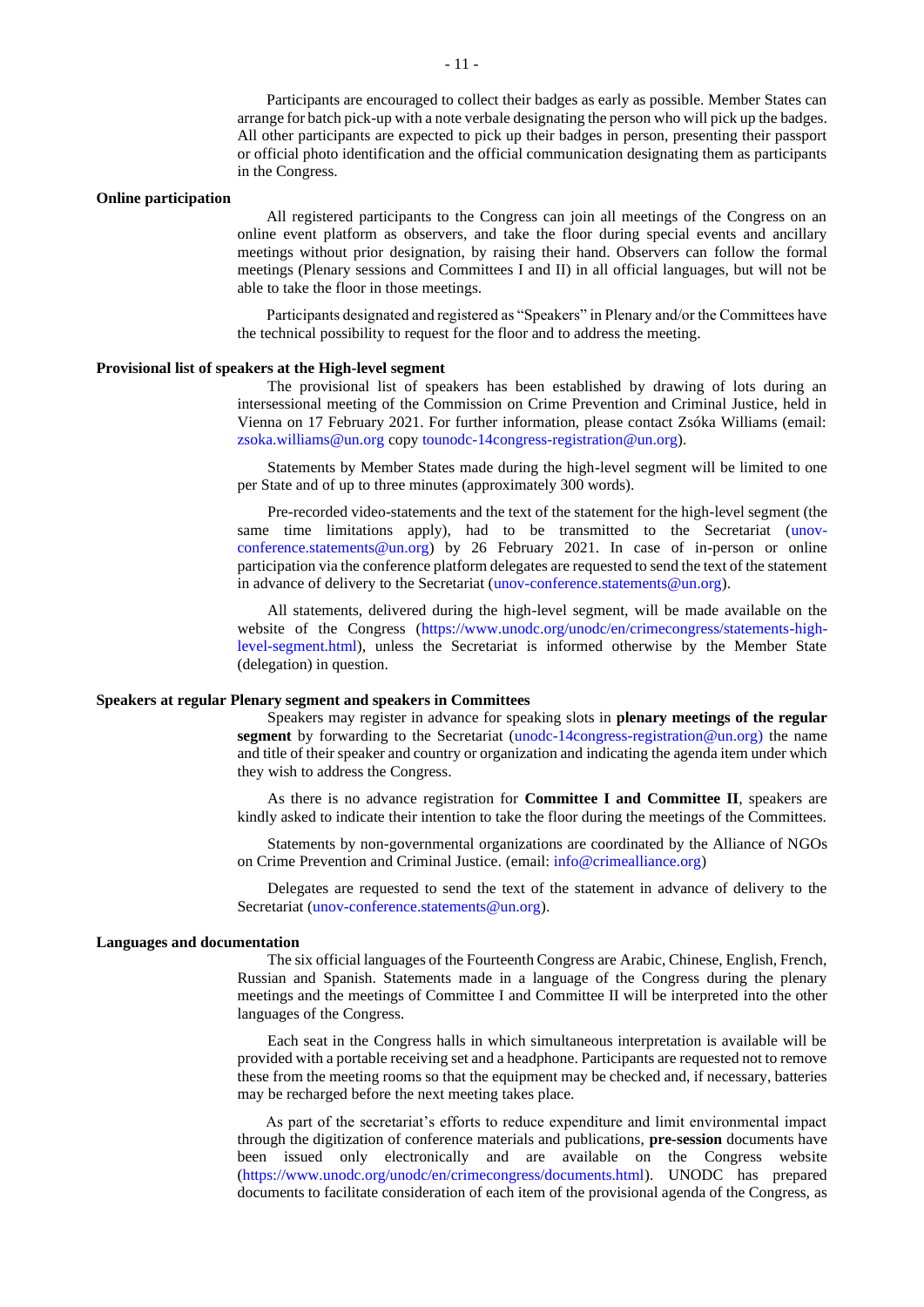Participants are encouraged to collect their badges as early as possible. Member States can arrange for batch pick-up with a note verbale designating the person who will pick up the badges. All other participants are expected to pick up their badges in person, presenting their passport or official photo identification and the official communication designating them as participants in the Congress.

**Online participation**

All registered participants to the Congress can join all meetings of the Congress on an online event platform as observers, and take the floor during special events and ancillary meetings without prior designation, by raising their hand. Observers can follow the formal meetings (Plenary sessions and Committees I and II) in all official languages, but will not be able to take the floor in those meetings.

Participants designated and registered as "Speakers" in Plenary and/or the Committees have the technical possibility to request for the floor and to address the meeting.

**Provisional list of speakers at the High-level segment**

The provisional list of speakers has been established by drawing of lots during an intersessional meeting of the Commission on Crime Prevention and Criminal Justice, held in Vienna on 17 February 2021. For further information, please contact Zsóka Williams (email: zsoka.williams@un.org copy tounodc-14congress-registration@un.org).

Statements by Member States made during the high-level segment will be limited to one per State and of up to three minutes (approximately 300 words).

Pre-recorded video-statements and the text of the statement for the high-level segment (the same time limitations apply), had to be transmitted to the Secretariat (unov-conference.statements@un.org) by 26 February 2021. In case of in-person or online participation via the conference platform delegates are requested to send the text of the statement in advance of delivery to the Secretariat (unov-conference.statements@un.org).

All statements, delivered during the high-level segment, will be made available on the website of the Congress (https://www.unodc.org/unodc/en/crimecongress/statements-high-level-segment.html), unless the Secretariat is informed otherwise by the Member State (delegation) in question.

**Speakers at regular Plenary segment and speakers in Committees**

Speakers may register in advance for speaking slots in **plenary meetings of the regular segment** by forwarding to the Secretariat (unodc-14congress-registration@un.org) the name and title of their speaker and country or organization and indicating the agenda item under which they wish to address the Congress.

As there is no advance registration for **Committee I and Committee II**, speakers are kindly asked to indicate their intention to take the floor during the meetings of the Committees.

Statements by non-governmental organizations are coordinated by the Alliance of NGOs on Crime Prevention and Criminal Justice. (email: info@crimealliance.org)

Delegates are requested to send the text of the statement in advance of delivery to the Secretariat (unov-conference.statements@un.org).

**Languages and documentation**

The six official languages of the Fourteenth Congress are Arabic, Chinese, English, French, Russian and Spanish. Statements made in a language of the Congress during the plenary meetings and the meetings of Committee I and Committee II will be interpreted into the other languages of the Congress.

Each seat in the Congress halls in which simultaneous interpretation is available will be provided with a portable receiving set and a headphone. Participants are requested not to remove these from the meeting rooms so that the equipment may be checked and, if necessary, batteries may be recharged before the next meeting takes place.

As part of the secretariat's efforts to reduce expenditure and limit environmental impact through the digitization of conference materials and publications, **pre-session** documents have been issued only electronically and are available on the Congress website (https://www.unodc.org/unodc/en/crimecongress/documents.html). UNODC has prepared documents to facilitate consideration of each item of the provisional agenda of the Congress, as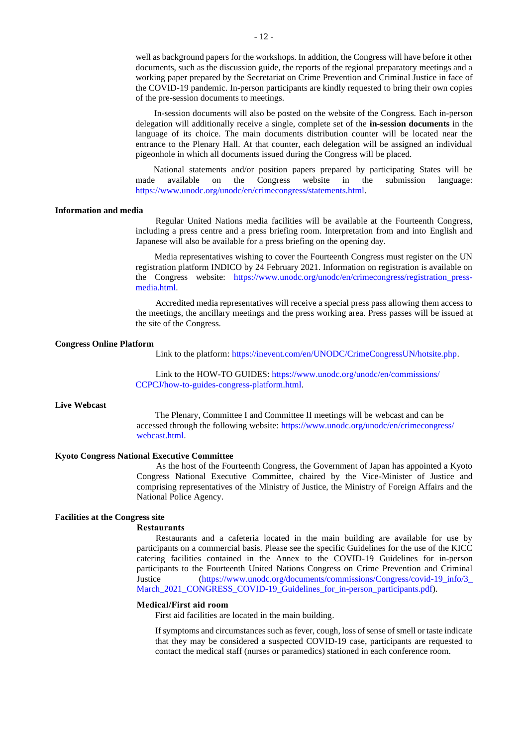well as background papers for the workshops. In addition, the Congress will have before it other documents, such as the discussion guide, the reports of the regional preparatory meetings and a working paper prepared by the Secretariat on Crime Prevention and Criminal Justice in face of the COVID-19 pandemic. In-person participants are kindly requested to bring their own copies of the pre-session documents to meetings.

In-session documents will also be posted on the website of the Congress. Each in-person delegation will additionally receive a single, complete set of the **in-session documents** in the language of its choice. The main documents distribution counter will be located near the entrance to the Plenary Hall. At that counter, each delegation will be assigned an individual pigeonhole in which all documents issued during the Congress will be placed.

National statements and/or position papers prepared by participating States will be made available on the Congress website in the submission language: https://www.unodc.org/unodc/en/crimecongress/statements.html.

**Information and media**

Regular United Nations media facilities will be available at the Fourteenth Congress, including a press centre and a press briefing room. Interpretation from and into English and Japanese will also be available for a press briefing on the opening day.

Media representatives wishing to cover the Fourteenth Congress must register on the UN registration platform INDICO by 24 February 2021. Information on registration is available on the Congress website: https://www.unodc.org/unodc/en/crimecongress/registration_press-media.html.

Accredited media representatives will receive a special press pass allowing them access to the meetings, the ancillary meetings and the press working area. Press passes will be issued at the site of the Congress.

**Congress Online Platform**

Link to the platform: https://inevent.com/en/UNODC/CrimeCongressUN/hotsite.php.

Link to the HOW-TO GUIDES: https://www.unodc.org/unodc/en/commissions/CCPCJ/how-to-guides-congress-platform.html.

**Live Webcast**

The Plenary, Committee I and Committee II meetings will be webcast and can be accessed through the following website: https://www.unodc.org/unodc/en/crimecongress/webcast.html.

**Kyoto Congress National Executive Committee**

As the host of the Fourteenth Congress, the Government of Japan has appointed a Kyoto Congress National Executive Committee, chaired by the Vice-Minister of Justice and comprising representatives of the Ministry of Justice, the Ministry of Foreign Affairs and the National Police Agency.

**Facilities at the Congress site**

**Restaurants**

Restaurants and a cafeteria located in the main building are available for use by participants on a commercial basis. Please see the specific Guidelines for the use of the KICC catering facilities contained in the Annex to the COVID-19 Guidelines for in-person participants to the Fourteenth United Nations Congress on Crime Prevention and Criminal Justice (https://www.unodc.org/documents/commissions/Congress/covid-19_info/3_March_2021_CONGRESS_COVID-19_Guidelines_for_in-person_participants.pdf).

**Medical/First aid room**

First aid facilities are located in the main building.

If symptoms and circumstances such as fever, cough, loss of sense of smell or taste indicate that they may be considered a suspected COVID-19 case, participants are requested to contact the medical staff (nurses or paramedics) stationed in each conference room.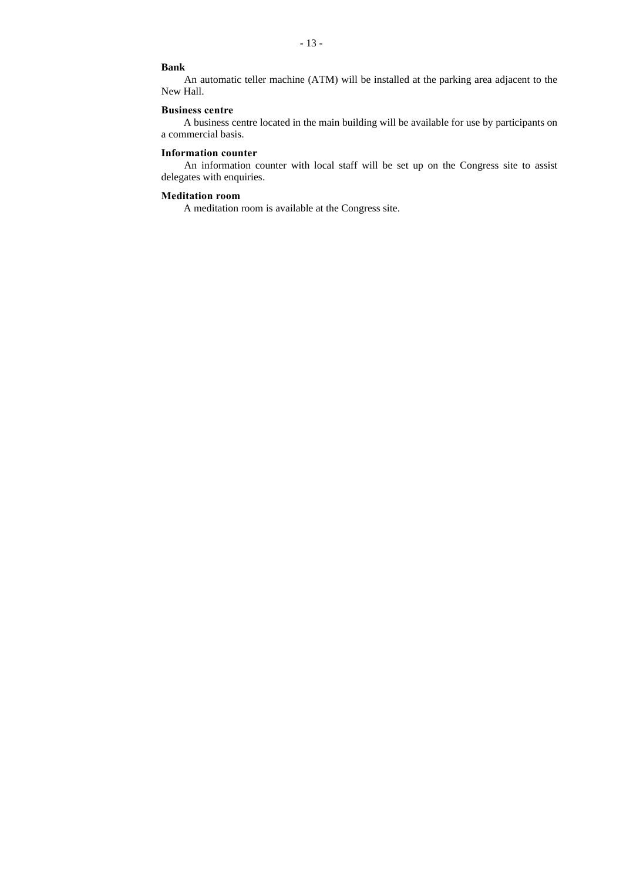**Bank**

An automatic teller machine (ATM) will be installed at the parking area adjacent to the New Hall.

**Business centre**

A business centre located in the main building will be available for use by participants on a commercial basis.

**Information counter**

An information counter with local staff will be set up on the Congress site to assist delegates with enquiries.

**Meditation room**

A meditation room is available at the Congress site.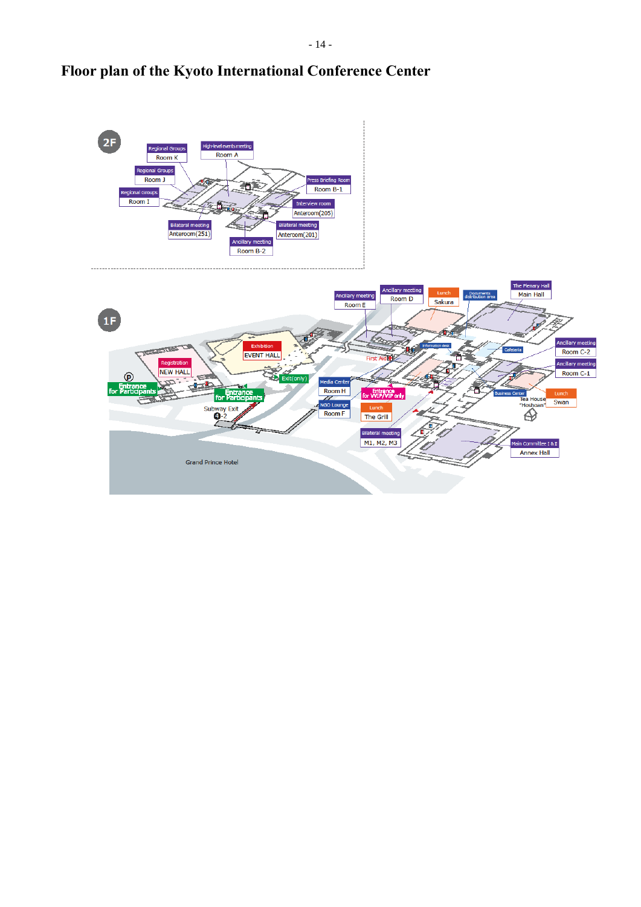# Floor plan of the Kyoto International Conference Center

2F

Regional Groups
Room K

High-level events meeting
Room A

Regional Groups
Room J

Regional Groups
Room I

Press Briefing Room
Room B-1

Interview room
Anteroom(205)

Bilateral meeting
Anteroom(251)

Bilateral meeting
Anteroom(201)

Ancillary meeting
Room B-2

1F

Ancillary meeting
Room E

Ancillary meeting
Room D

Lunch
Sakura

Documents distribution area

The Plenary Hall
Main Hall

Exhibition
EVENT HALL

Registration
NEW HALL

Entrance for Participants

Entrance for Participants

Exit(only)

Subway Exit
4-2

First Aid

Information desk

Cafeteria

Ancillary meeting
Room C-2

Ancillary meeting
Room C-1

Media Center
Room H

NGO Lounge
Room F

Entrance for VVIP/VIP only

Lunch
The Grill

Business Center

Tea House "Hoshoan"

Lunch
Swan

Bilateral meeting
M1, M2, M3

Main Committee I & II
Annex Hall

Grand Prince Hotel